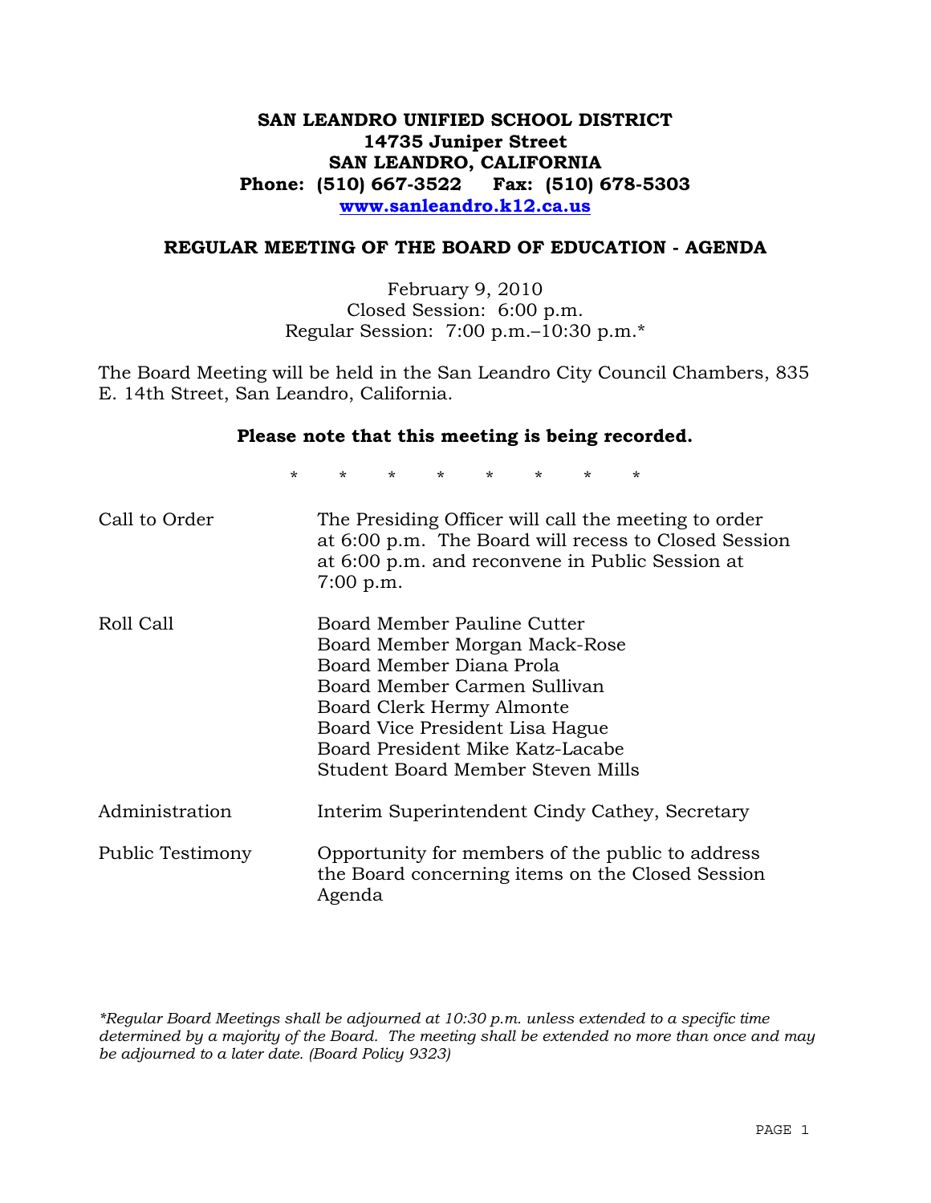**SAN LEANDRO UNIFIED SCHOOL DISTRICT**
**14735 Juniper Street**
**SAN LEANDRO, CALIFORNIA**
**Phone: (510) 667-3522 Fax: (510) 678-5303**
**www.sanleandro.k12.ca.us**

## REGULAR MEETING OF THE BOARD OF EDUCATION - AGENDA

February 9, 2010
Closed Session: 6:00 p.m.
Regular Session: 7:00 p.m.–10:30 p.m.*

The Board Meeting will be held in the San Leandro City Council Chambers, 835 E. 14th Street, San Leandro, California.

**Please note that this meeting is being recorded.**

\* \* \* \* \* \* \* \*

| | |
|---|---|
| Call to Order | The Presiding Officer will call the meeting to order at 6:00 p.m. The Board will recess to Closed Session at 6:00 p.m. and reconvene in Public Session at 7:00 p.m. |
| Roll Call | Board Member Pauline Cutter<br>Board Member Morgan Mack-Rose<br>Board Member Diana Prola<br>Board Member Carmen Sullivan<br>Board Clerk Hermy Almonte<br>Board Vice President Lisa Hague<br>Board President Mike Katz-Lacabe<br>Student Board Member Steven Mills |
| Administration | Interim Superintendent Cindy Cathey, Secretary |
| Public Testimony | Opportunity for members of the public to address the Board concerning items on the Closed Session Agenda |

*\*Regular Board Meetings shall be adjourned at 10:30 p.m. unless extended to a specific time determined by a majority of the Board. The meeting shall be extended no more than once and may be adjourned to a later date. (Board Policy 9323)*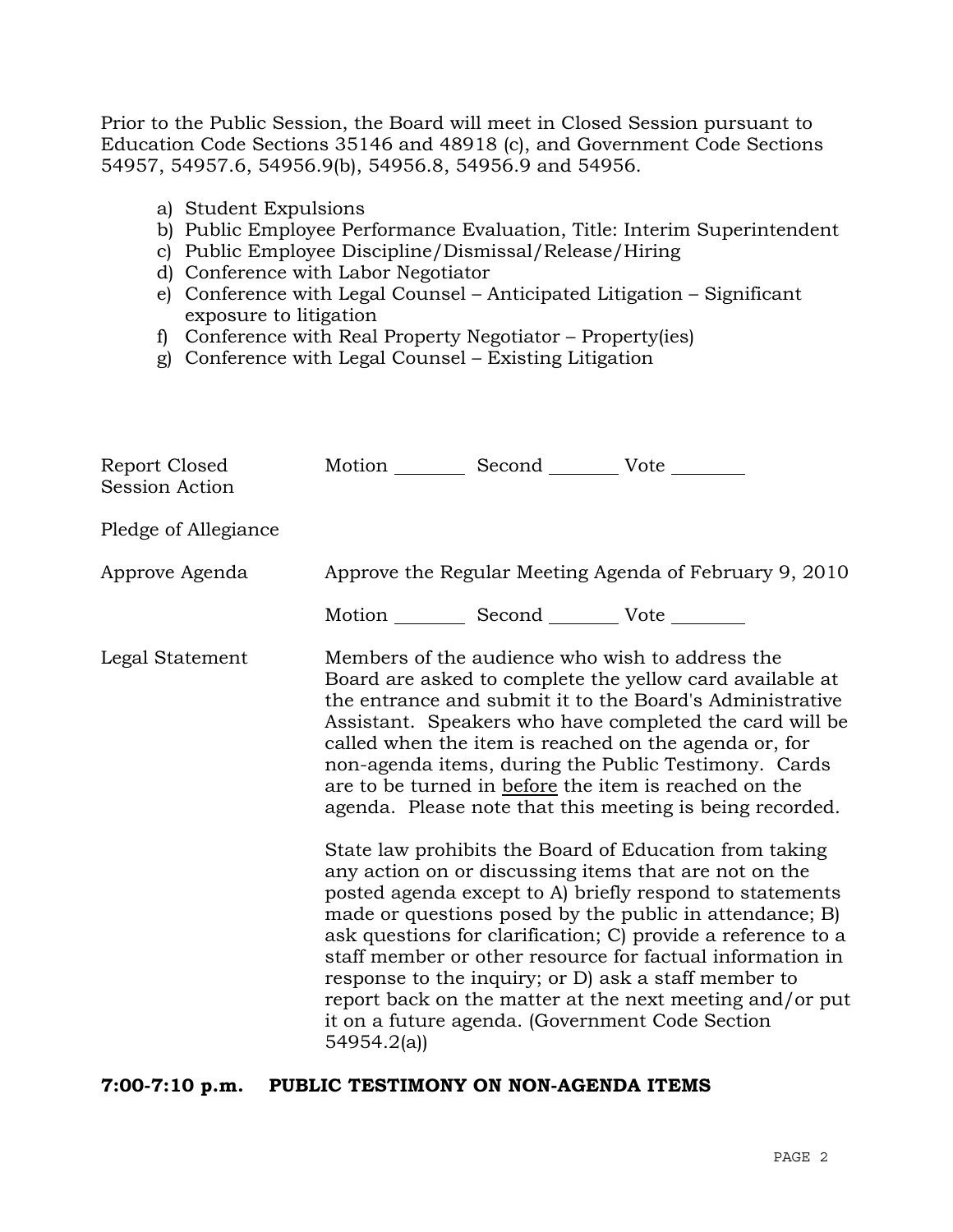Prior to the Public Session, the Board will meet in Closed Session pursuant to Education Code Sections 35146 and 48918 (c), and Government Code Sections 54957, 54957.6, 54956.9(b), 54956.8, 54956.9 and 54956.

a) Student Expulsions
b) Public Employee Performance Evaluation, Title: Interim Superintendent
c) Public Employee Discipline/Dismissal/Release/Hiring
d) Conference with Labor Negotiator
e) Conference with Legal Counsel – Anticipated Litigation – Significant exposure to litigation
f) Conference with Real Property Negotiator – Property(ies)
g) Conference with Legal Counsel – Existing Litigation

Report Closed Session Action — Motion ________ Second ________ Vote ________

Pledge of Allegiance

Approve Agenda — Approve the Regular Meeting Agenda of February 9, 2010

Motion ________ Second ________ Vote ________

Legal Statement — Members of the audience who wish to address the Board are asked to complete the yellow card available at the entrance and submit it to the Board's Administrative Assistant. Speakers who have completed the card will be called when the item is reached on the agenda or, for non-agenda items, during the Public Testimony. Cards are to be turned in <u>before</u> the item is reached on the agenda. Please note that this meeting is being recorded.

State law prohibits the Board of Education from taking any action on or discussing items that are not on the posted agenda except to A) briefly respond to statements made or questions posed by the public in attendance; B) ask questions for clarification; C) provide a reference to a staff member or other resource for factual information in response to the inquiry; or D) ask a staff member to report back on the matter at the next meeting and/or put it on a future agenda. (Government Code Section 54954.2(a))

**7:00-7:10 p.m. PUBLIC TESTIMONY ON NON-AGENDA ITEMS**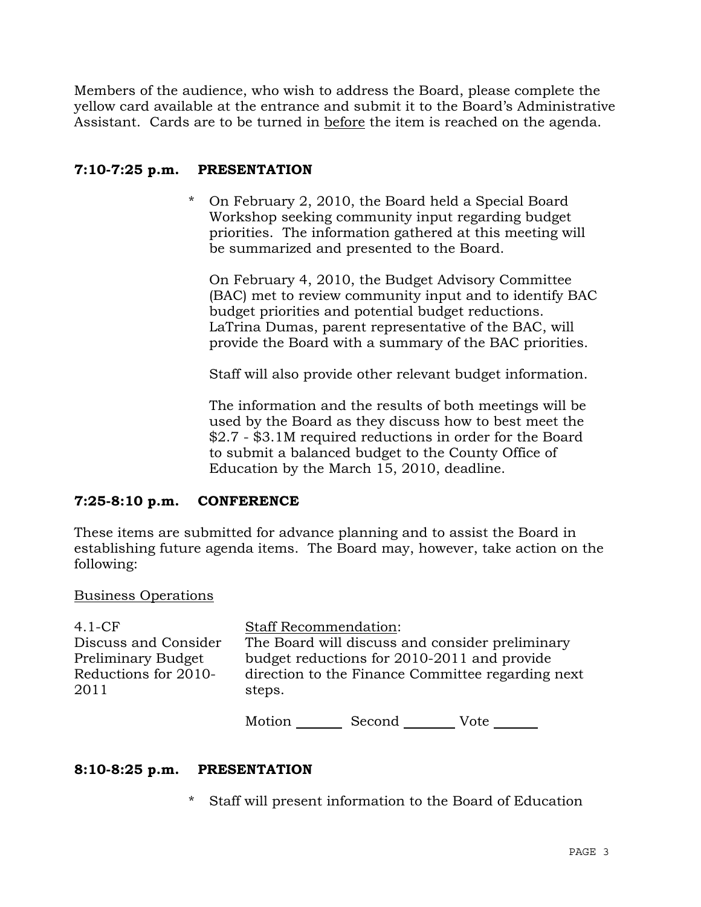Members of the audience, who wish to address the Board, please complete the yellow card available at the entrance and submit it to the Board's Administrative Assistant. Cards are to be turned in before the item is reached on the agenda.

## 7:10-7:25 p.m. PRESENTATION

\* On February 2, 2010, the Board held a Special Board Workshop seeking community input regarding budget priorities. The information gathered at this meeting will be summarized and presented to the Board.

On February 4, 2010, the Budget Advisory Committee (BAC) met to review community input and to identify BAC budget priorities and potential budget reductions. LaTrina Dumas, parent representative of the BAC, will provide the Board with a summary of the BAC priorities.

Staff will also provide other relevant budget information.

The information and the results of both meetings will be used by the Board as they discuss how to best meet the $2.7 - $3.1M required reductions in order for the Board to submit a balanced budget to the County Office of Education by the March 15, 2010, deadline.

## 7:25-8:10 p.m. CONFERENCE

These items are submitted for advance planning and to assist the Board in establishing future agenda items. The Board may, however, take action on the following:

Business Operations

4.1-CF
Discuss and Consider Preliminary Budget Reductions for 2010-2011

Staff Recommendation:
The Board will discuss and consider preliminary budget reductions for 2010-2011 and provide direction to the Finance Committee regarding next steps.

Motion _______ Second _______ Vote _______

## 8:10-8:25 p.m. PRESENTATION

\* Staff will present information to the Board of Education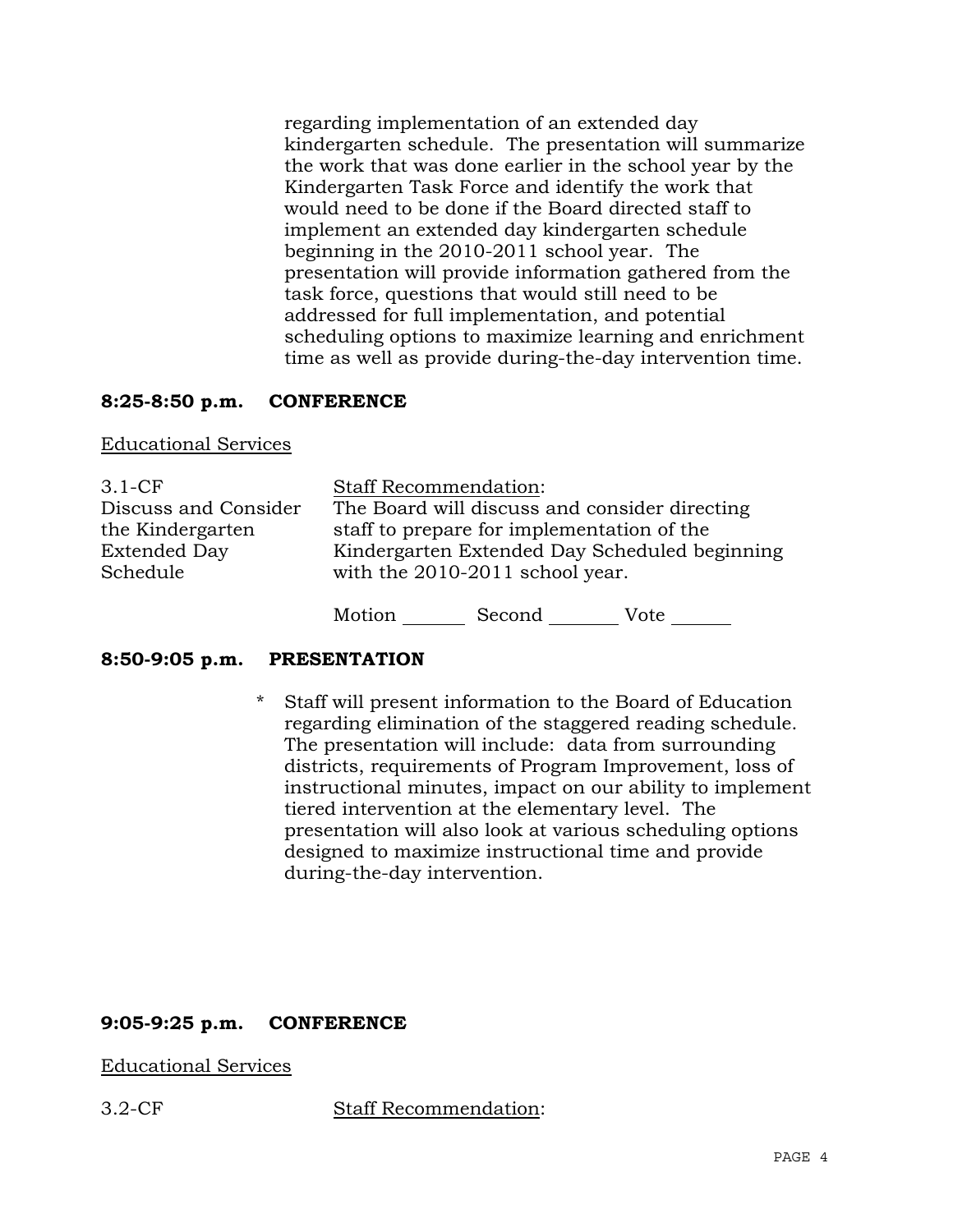regarding implementation of an extended day kindergarten schedule. The presentation will summarize the work that was done earlier in the school year by the Kindergarten Task Force and identify the work that would need to be done if the Board directed staff to implement an extended day kindergarten schedule beginning in the 2010-2011 school year. The presentation will provide information gathered from the task force, questions that would still need to be addressed for full implementation, and potential scheduling options to maximize learning and enrichment time as well as provide during-the-day intervention time.

**8:25-8:50 p.m. CONFERENCE**

Educational Services

3.1-CF
Discuss and Consider the Kindergarten Extended Day Schedule

Staff Recommendation:
The Board will discuss and consider directing staff to prepare for implementation of the Kindergarten Extended Day Scheduled beginning with the 2010-2011 school year.

Motion _______ Second _______ Vote _______

**8:50-9:05 p.m. PRESENTATION**

* Staff will present information to the Board of Education regarding elimination of the staggered reading schedule. The presentation will include: data from surrounding districts, requirements of Program Improvement, loss of instructional minutes, impact on our ability to implement tiered intervention at the elementary level. The presentation will also look at various scheduling options designed to maximize instructional time and provide during-the-day intervention.

**9:05-9:25 p.m. CONFERENCE**

Educational Services

3.2-CF

Staff Recommendation: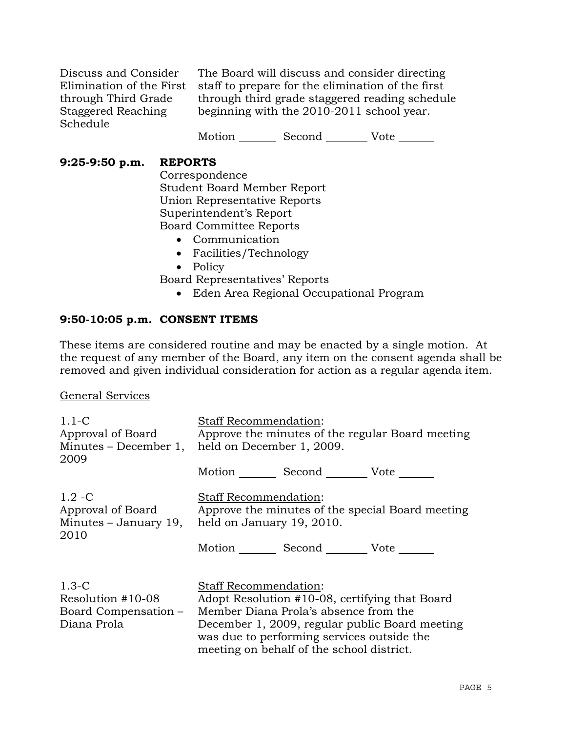Discuss and Consider Elimination of the First through Third Grade Staggered Reaching Schedule

The Board will discuss and consider directing staff to prepare for the elimination of the first through third grade staggered reading schedule beginning with the 2010-2011 school year.

Motion _______ Second ________ Vote ______

## 9:25-9:50 p.m. REPORTS

Correspondence
Student Board Member Report
Union Representative Reports
Superintendent's Report
Board Committee Reports

- Communication
- Facilities/Technology
- Policy

Board Representatives' Reports

- Eden Area Regional Occupational Program

## 9:50-10:05 p.m. CONSENT ITEMS

These items are considered routine and may be enacted by a single motion. At the request of any member of the Board, any item on the consent agenda shall be removed and given individual consideration for action as a regular agenda item.

General Services

1.1-C
Approval of Board Minutes – December 1, 2009

Staff Recommendation:
Approve the minutes of the regular Board meeting held on December 1, 2009.

Motion _______ Second ________ Vote ______

1.2 -C
Approval of Board Minutes – January 19, 2010

Staff Recommendation:
Approve the minutes of the special Board meeting held on January 19, 2010.

Motion _______ Second ________ Vote ______

1.3-C
Resolution #10-08 Board Compensation – Diana Prola

Staff Recommendation:
Adopt Resolution #10-08, certifying that Board Member Diana Prola's absence from the December 1, 2009, regular public Board meeting was due to performing services outside the meeting on behalf of the school district.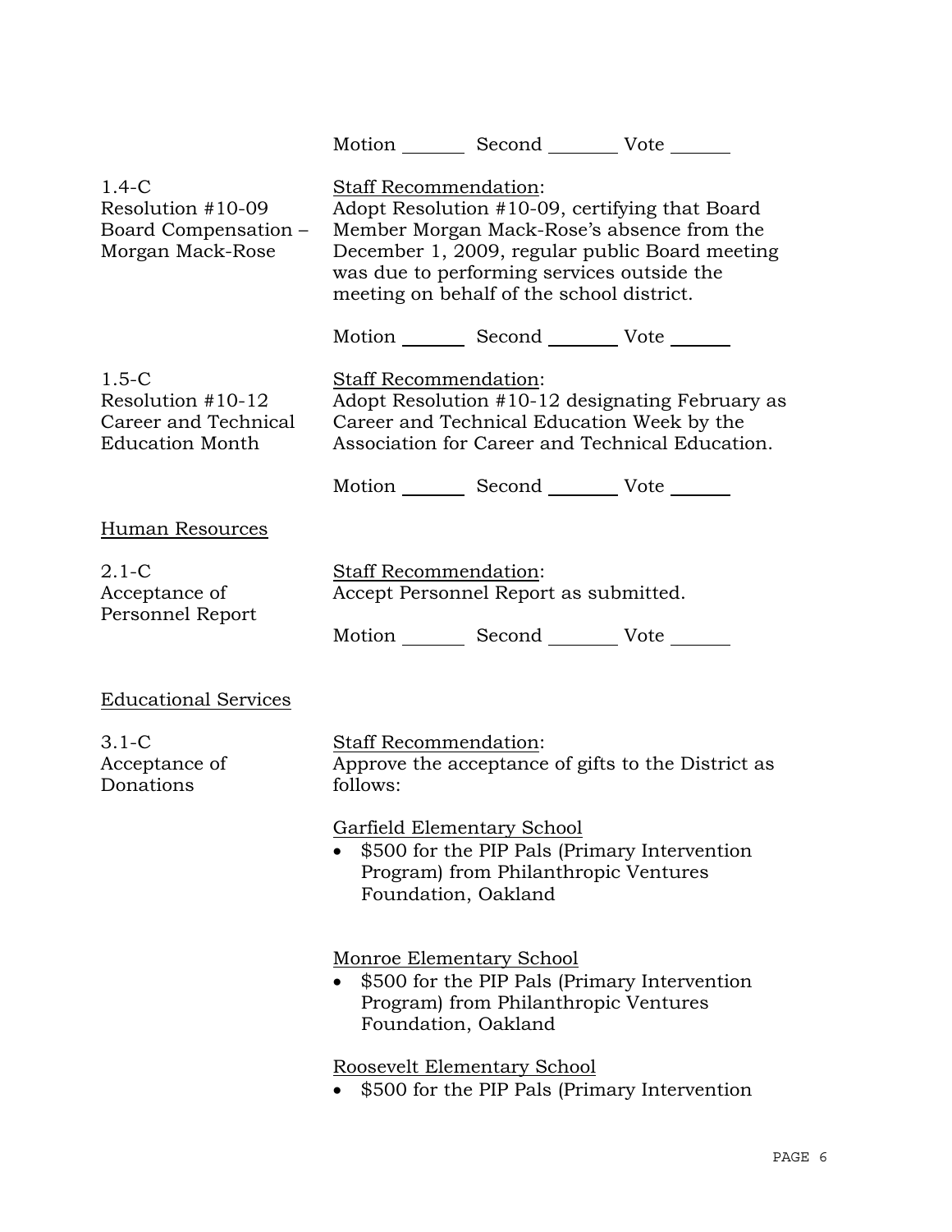Motion _______ Second _______ Vote _______

1.4-C
Resolution #10-09
Board Compensation – Morgan Mack-Rose

Staff Recommendation:
Adopt Resolution #10-09, certifying that Board Member Morgan Mack-Rose's absence from the December 1, 2009, regular public Board meeting was due to performing services outside the meeting on behalf of the school district.

Motion _______ Second _______ Vote _______

1.5-C
Resolution #10-12
Career and Technical Education Month

Staff Recommendation:
Adopt Resolution #10-12 designating February as Career and Technical Education Week by the Association for Career and Technical Education.

Motion _______ Second _______ Vote _______

## Human Resources

2.1-C
Acceptance of Personnel Report

Staff Recommendation:
Accept Personnel Report as submitted.

Motion _______ Second _______ Vote _______

## Educational Services

3.1-C
Acceptance of Donations

Staff Recommendation:
Approve the acceptance of gifts to the District as follows:

Garfield Elementary School

- $500 for the PIP Pals (Primary Intervention Program) from Philanthropic Ventures Foundation, Oakland

Monroe Elementary School

- $500 for the PIP Pals (Primary Intervention Program) from Philanthropic Ventures Foundation, Oakland

Roosevelt Elementary School

- $500 for the PIP Pals (Primary Intervention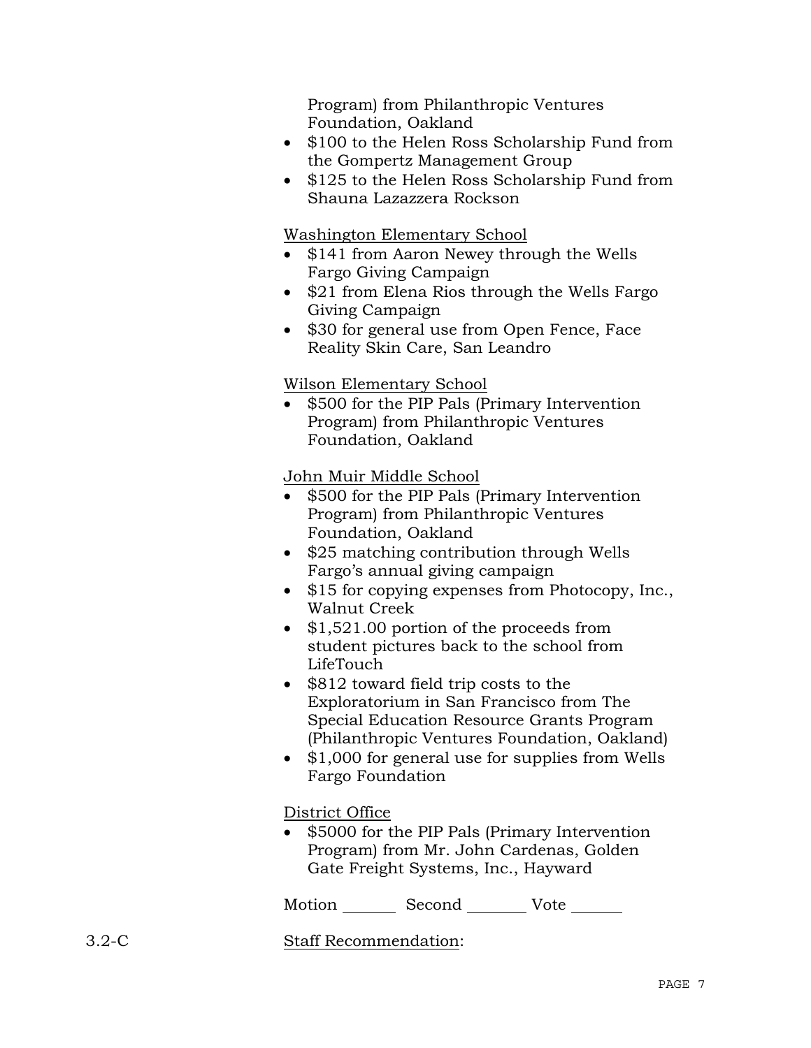Program) from Philanthropic Ventures Foundation, Oakland

- $100 to the Helen Ross Scholarship Fund from the Gompertz Management Group
- $125 to the Helen Ross Scholarship Fund from Shauna Lazazzera Rockson

Washington Elementary School

- $141 from Aaron Newey through the Wells Fargo Giving Campaign
- $21 from Elena Rios through the Wells Fargo Giving Campaign
- $30 for general use from Open Fence, Face Reality Skin Care, San Leandro

Wilson Elementary School

- $500 for the PIP Pals (Primary Intervention Program) from Philanthropic Ventures Foundation, Oakland

John Muir Middle School

- $500 for the PIP Pals (Primary Intervention Program) from Philanthropic Ventures Foundation, Oakland
- $25 matching contribution through Wells Fargo's annual giving campaign
- $15 for copying expenses from Photocopy, Inc., Walnut Creek
- $1,521.00 portion of the proceeds from student pictures back to the school from LifeTouch
- $812 toward field trip costs to the Exploratorium in San Francisco from The Special Education Resource Grants Program (Philanthropic Ventures Foundation, Oakland)
- $1,000 for general use for supplies from Wells Fargo Foundation

District Office

- $5000 for the PIP Pals (Primary Intervention Program) from Mr. John Cardenas, Golden Gate Freight Systems, Inc., Hayward

Motion ______ Second _______ Vote ______

3.2-C Staff Recommendation: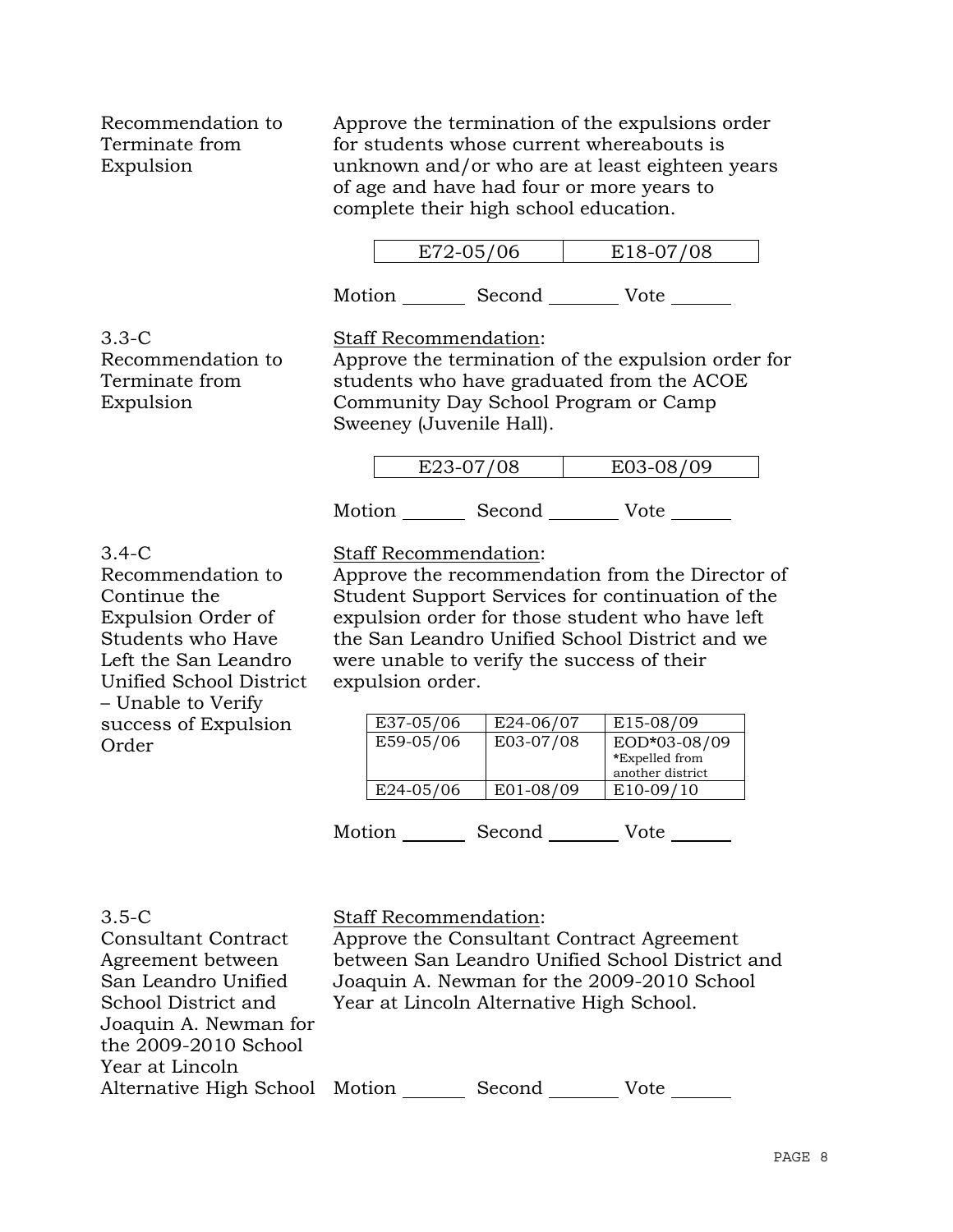Recommendation to Terminate from Expulsion

Approve the termination of the expulsions order for students whose current whereabouts is unknown and/or who are at least eighteen years of age and have had four or more years to complete their high school education.

| E72-05/06 | E18-07/08 |
|---|---|

Motion _______ Second ________ Vote ______

3.3-C
Recommendation to Terminate from Expulsion

Staff Recommendation:
Approve the termination of the expulsion order for students who have graduated from the ACOE Community Day School Program or Camp Sweeney (Juvenile Hall).

| E23-07/08 | E03-08/09 |
|---|---|

Motion _______ Second ________ Vote ______

3.4-C
Recommendation to Continue the Expulsion Order of Students who Have Left the San Leandro Unified School District – Unable to Verify success of Expulsion Order

Staff Recommendation:
Approve the recommendation from the Director of Student Support Services for continuation of the expulsion order for those student who have left the San Leandro Unified School District and we were unable to verify the success of their expulsion order.

| E37-05/06 | E24-06/07 | E15-08/09 |
|---|---|---|
| E59-05/06 | E03-07/08 | EOD*03-08/09 *Expelled from another district |
| E24-05/06 | E01-08/09 | E10-09/10 |

Motion _______ Second ________ Vote ______

3.5-C
Consultant Contract Agreement between San Leandro Unified School District and Joaquin A. Newman for the 2009-2010 School Year at Lincoln Alternative High School

Staff Recommendation:
Approve the Consultant Contract Agreement between San Leandro Unified School District and Joaquin A. Newman for the 2009-2010 School Year at Lincoln Alternative High School.

Motion _______ Second ________ Vote ______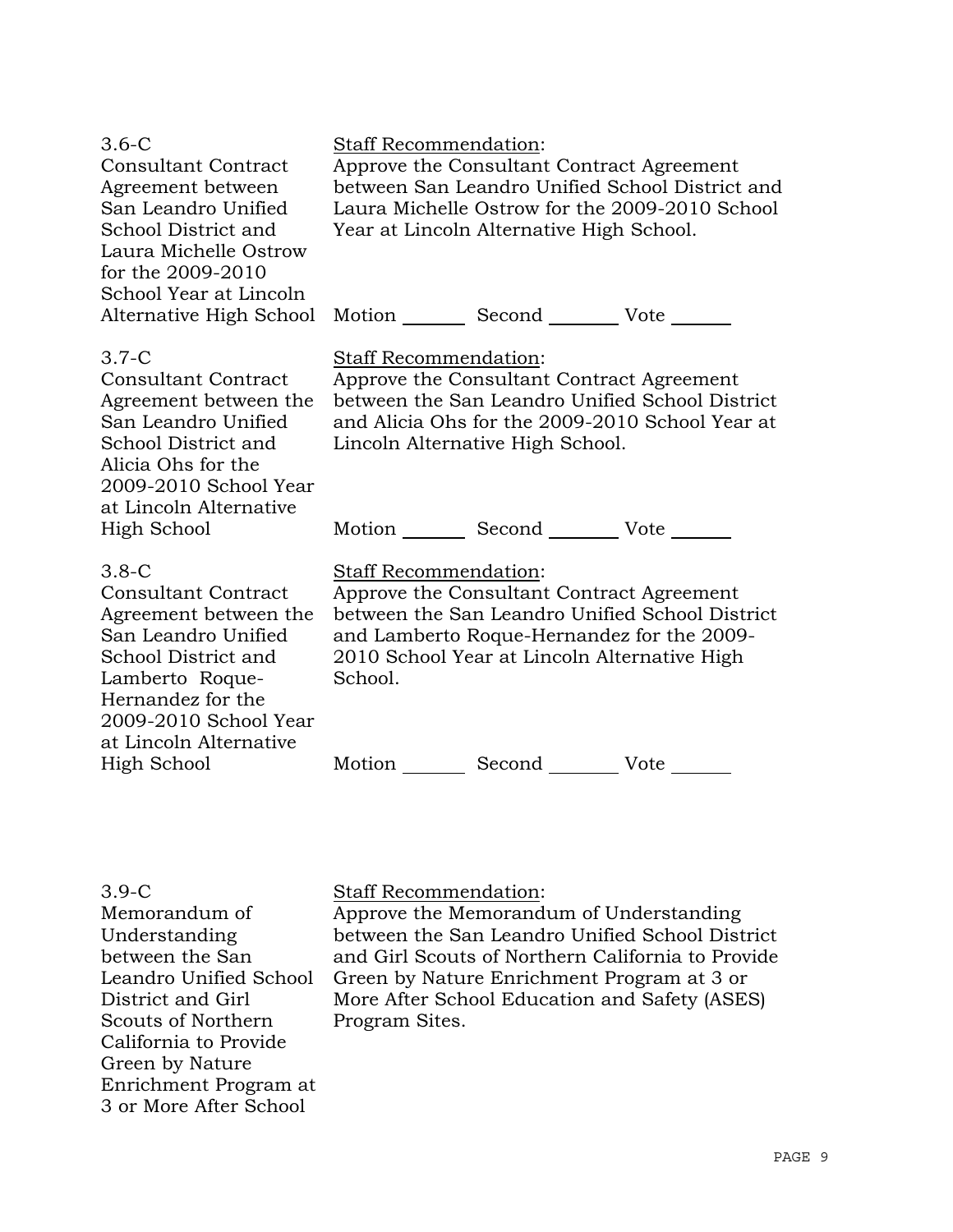3.6-C
Consultant Contract Agreement between San Leandro Unified School District and Laura Michelle Ostrow for the 2009-2010 School Year at Lincoln Alternative High School

Staff Recommendation:
Approve the Consultant Contract Agreement between San Leandro Unified School District and Laura Michelle Ostrow for the 2009-2010 School Year at Lincoln Alternative High School.

Motion _______ Second _______ Vote _______

3.7-C
Consultant Contract Agreement between the San Leandro Unified School District and Alicia Ohs for the 2009-2010 School Year at Lincoln Alternative High School

Staff Recommendation:
Approve the Consultant Contract Agreement between the San Leandro Unified School District and Alicia Ohs for the 2009-2010 School Year at Lincoln Alternative High School.

Motion _______ Second _______ Vote _______

3.8-C
Consultant Contract Agreement between the San Leandro Unified School District and Lamberto Roque-Hernandez for the 2009-2010 School Year at Lincoln Alternative High School

Staff Recommendation:
Approve the Consultant Contract Agreement between the San Leandro Unified School District and Lamberto Roque-Hernandez for the 2009-2010 School Year at Lincoln Alternative High School.

Motion _______ Second _______ Vote _______

3.9-C
Memorandum of Understanding between the San Leandro Unified School District and Girl Scouts of Northern California to Provide Green by Nature Enrichment Program at 3 or More After School

Staff Recommendation:
Approve the Memorandum of Understanding between the San Leandro Unified School District and Girl Scouts of Northern California to Provide Green by Nature Enrichment Program at 3 or More After School Education and Safety (ASES) Program Sites.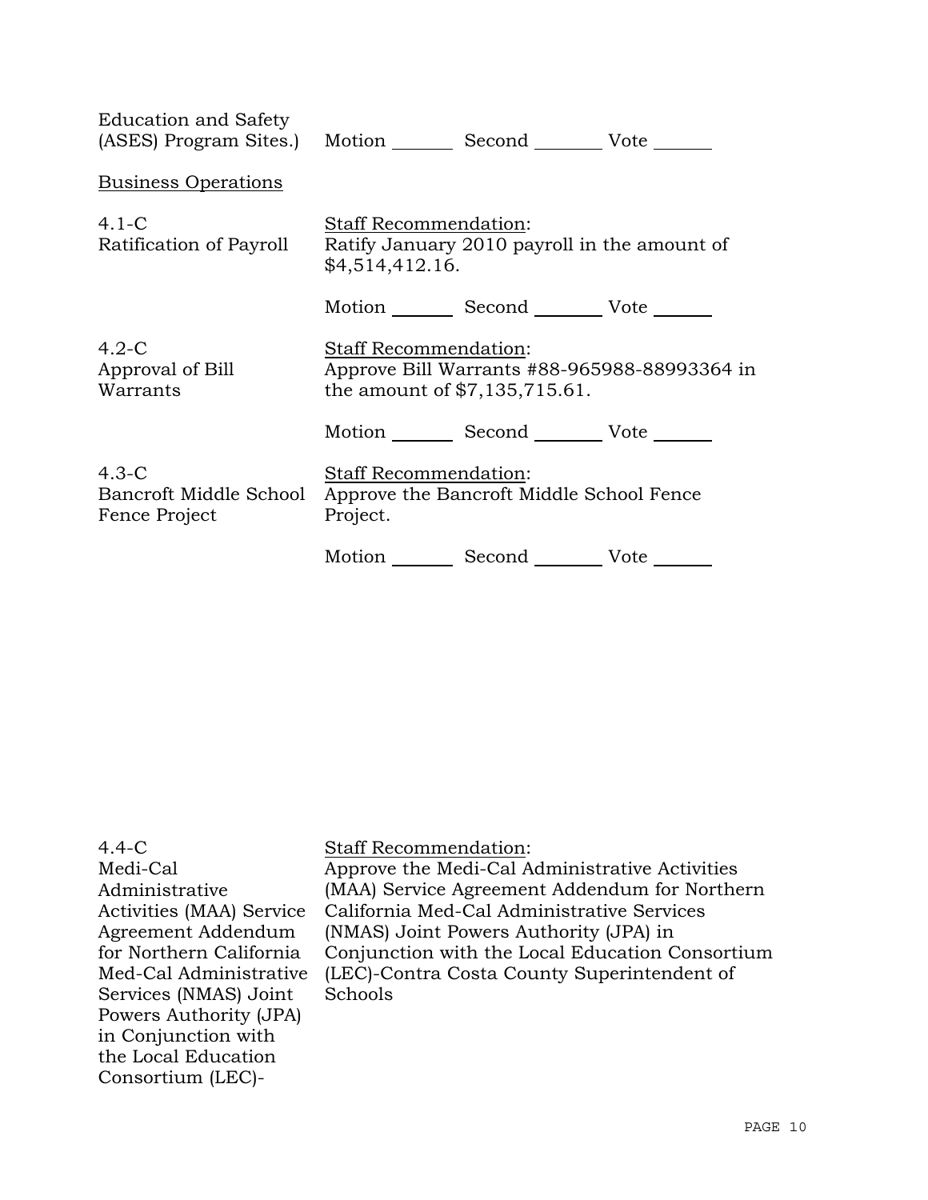Education and Safety (ASES) Program Sites.) Motion _______ Second _______ Vote _______

Business Operations

4.1-C
Ratification of Payroll

Staff Recommendation:
Ratify January 2010 payroll in the amount of $4,514,412.16.

Motion _______ Second _______ Vote _______

4.2-C
Approval of Bill Warrants

Staff Recommendation:
Approve Bill Warrants #88-965988-88993364 in the amount of $7,135,715.61.

Motion _______ Second _______ Vote _______

4.3-C
Bancroft Middle School Fence Project

Staff Recommendation:
Approve the Bancroft Middle School Fence Project.

Motion _______ Second _______ Vote _______

4.4-C
Medi-Cal Administrative Activities (MAA) Service Agreement Addendum for Northern California Med-Cal Administrative Services (NMAS) Joint Powers Authority (JPA) in Conjunction with the Local Education Consortium (LEC)-

Staff Recommendation:
Approve the Medi-Cal Administrative Activities (MAA) Service Agreement Addendum for Northern California Med-Cal Administrative Services (NMAS) Joint Powers Authority (JPA) in Conjunction with the Local Education Consortium (LEC)-Contra Costa County Superintendent of Schools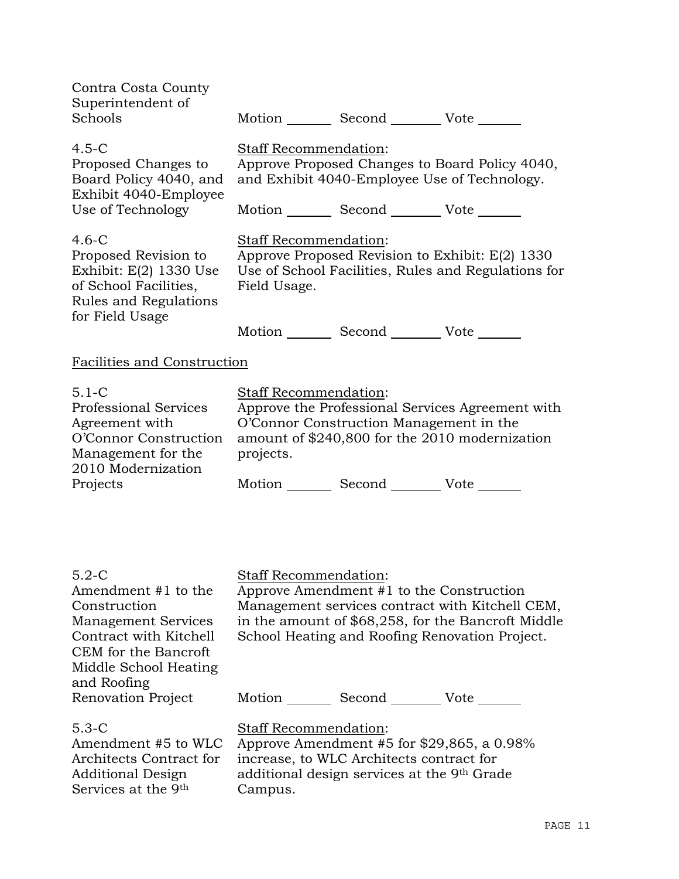Contra Costa County Superintendent of Schools

Motion _______ Second _______ Vote _______

4.5-C
Proposed Changes to Board Policy 4040, and Exhibit 4040-Employee Use of Technology

Staff Recommendation:
Approve Proposed Changes to Board Policy 4040, and Exhibit 4040-Employee Use of Technology.

Motion _______ Second _______ Vote _______

4.6-C
Proposed Revision to Exhibit: E(2) 1330 Use of School Facilities, Rules and Regulations for Field Usage

Staff Recommendation:
Approve Proposed Revision to Exhibit: E(2) 1330 Use of School Facilities, Rules and Regulations for Field Usage.

Motion _______ Second _______ Vote _______

Facilities and Construction

5.1-C
Professional Services Agreement with O'Connor Construction Management for the 2010 Modernization Projects

Staff Recommendation:
Approve the Professional Services Agreement with O'Connor Construction Management in the amount of $240,800 for the 2010 modernization projects.

Motion _______ Second _______ Vote _______

5.2-C
Amendment #1 to the Construction Management Services Contract with Kitchell CEM for the Bancroft Middle School Heating and Roofing Renovation Project

Staff Recommendation:
Approve Amendment #1 to the Construction Management services contract with Kitchell CEM, in the amount of $68,258, for the Bancroft Middle School Heating and Roofing Renovation Project.

Motion _______ Second _______ Vote _______

5.3-C
Amendment #5 to WLC Architects Contract for Additional Design Services at the 9th

Staff Recommendation:
Approve Amendment #5 for $29,865, a 0.98% increase, to WLC Architects contract for additional design services at the 9th Grade Campus.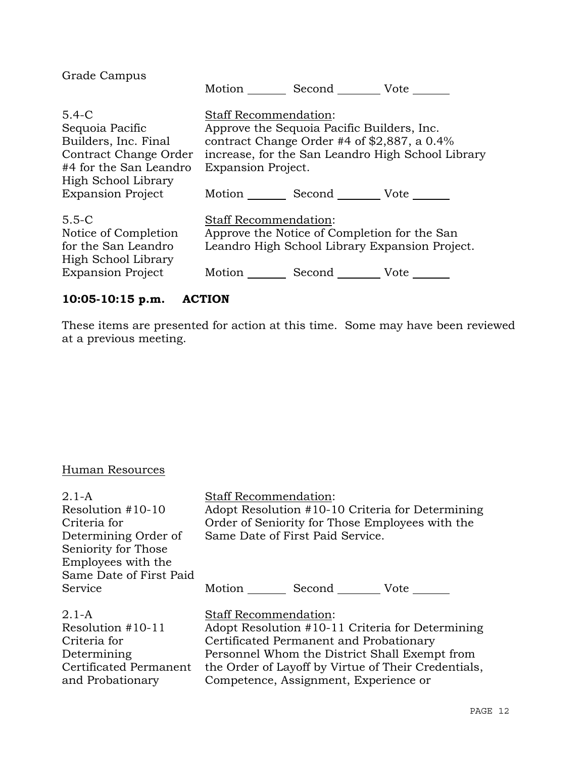Grade Campus

Motion _______ Second _______ Vote _______

| | |
|---|---|
| 5.4-C<br>Sequoia Pacific Builders, Inc. Final Contract Change Order #4 for the San Leandro High School Library Expansion Project | Staff Recommendation:<br>Approve the Sequoia Pacific Builders, Inc. contract Change Order #4 of $2,887, a 0.4% increase, for the San Leandro High School Library Expansion Project.<br><br>Motion _______ Second _______ Vote _______ |
| 5.5-C<br>Notice of Completion for the San Leandro High School Library Expansion Project | Staff Recommendation:<br>Approve the Notice of Completion for the San Leandro High School Library Expansion Project.<br><br>Motion _______ Second _______ Vote _______ |

**10:05-10:15 p.m. ACTION**

These items are presented for action at this time. Some may have been reviewed at a previous meeting.

Human Resources

| | |
|---|---|
| 2.1-A<br>Resolution #10-10 Criteria for Determining Order of Seniority for Those Employees with the Same Date of First Paid Service | Staff Recommendation:<br>Adopt Resolution #10-10 Criteria for Determining Order of Seniority for Those Employees with the Same Date of First Paid Service.<br><br>Motion _______ Second _______ Vote _______ |
| 2.1-A<br>Resolution #10-11 Criteria for Determining Certificated Permanent and Probationary | Staff Recommendation:<br>Adopt Resolution #10-11 Criteria for Determining Certificated Permanent and Probationary Personnel Whom the District Shall Exempt from the Order of Layoff by Virtue of Their Credentials, Competence, Assignment, Experience or |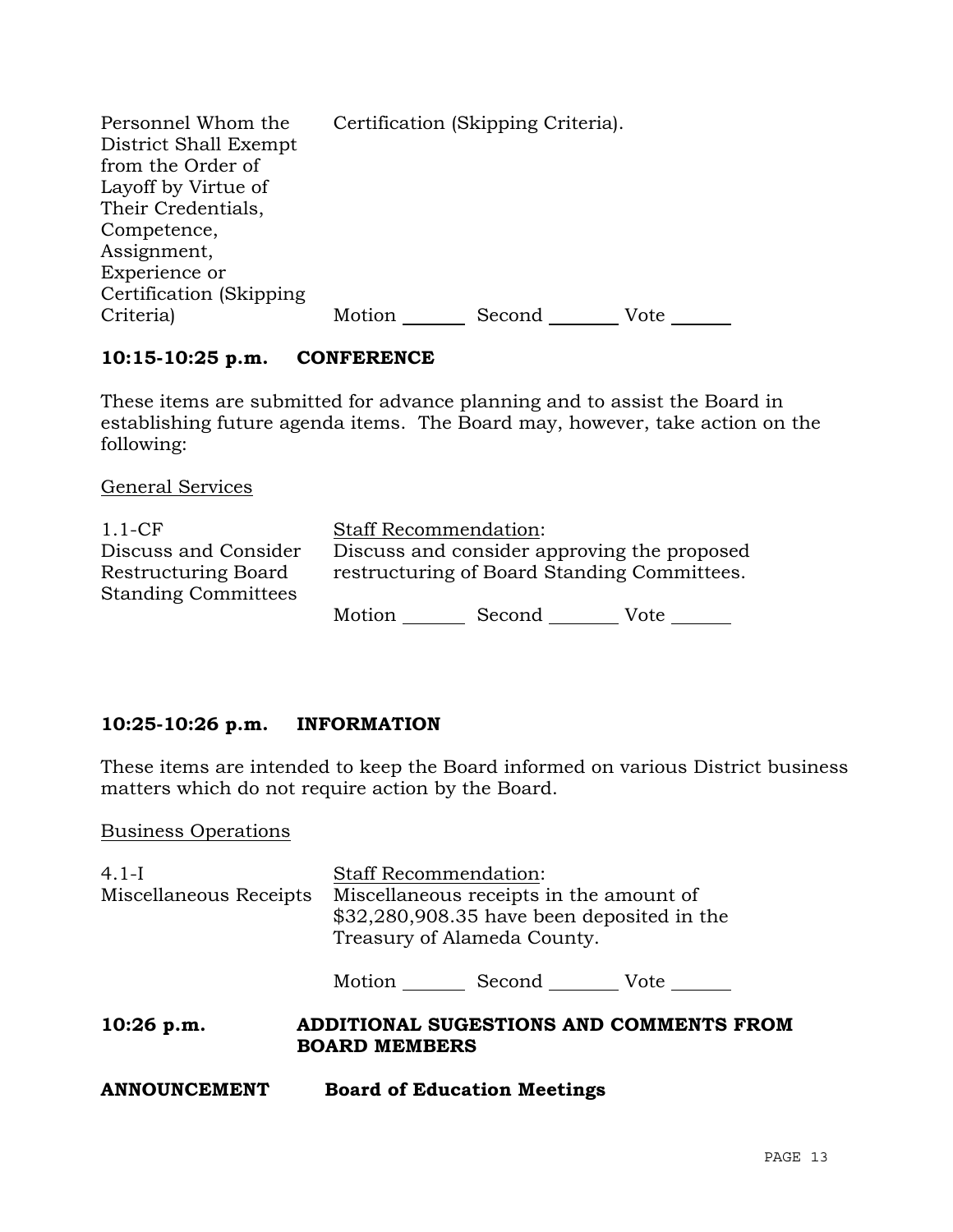| | |
|---|---|
| Personnel Whom the District Shall Exempt from the Order of Layoff by Virtue of Their Credentials, Competence, Assignment, Experience or Certification (Skipping Criteria) | Certification (Skipping Criteria).<br><br>Motion _______ Second _______ Vote _______ |

**10:15-10:25 p.m. CONFERENCE**

These items are submitted for advance planning and to assist the Board in establishing future agenda items. The Board may, however, take action on the following:

General Services

| | |
|---|---|
| 1.1-CF<br>Discuss and Consider Restructuring Board Standing Committees | Staff Recommendation:<br>Discuss and consider approving the proposed restructuring of Board Standing Committees.<br><br>Motion _______ Second _______ Vote _______ |

**10:25-10:26 p.m. INFORMATION**

These items are intended to keep the Board informed on various District business matters which do not require action by the Board.

Business Operations

| | |
|---|---|
| 4.1-I<br>Miscellaneous Receipts | Staff Recommendation:<br>Miscellaneous receipts in the amount of $32,280,908.35 have been deposited in the Treasury of Alameda County.<br><br>Motion _______ Second _______ Vote _______ |

**10:26 p.m. ADDITIONAL SUGESTIONS AND COMMENTS FROM BOARD MEMBERS**

**ANNOUNCEMENT Board of Education Meetings**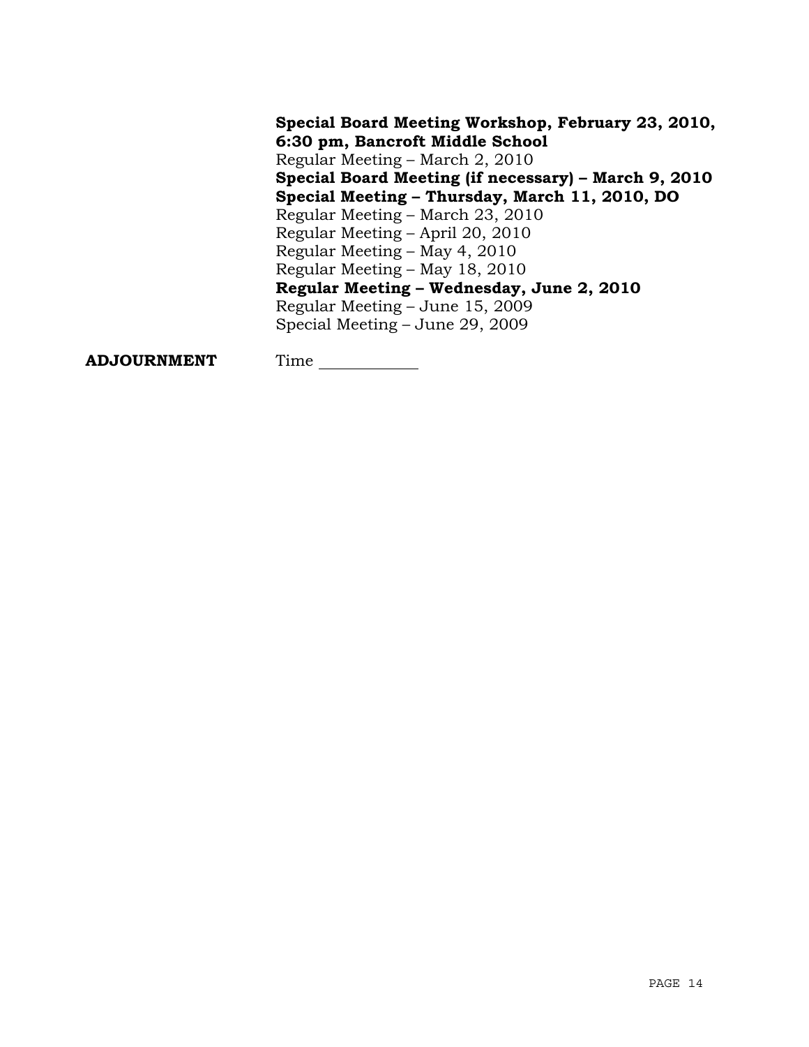**Special Board Meeting Workshop, February 23, 2010, 6:30 pm, Bancroft Middle School**
Regular Meeting – March 2, 2010
**Special Board Meeting (if necessary) – March 9, 2010**
**Special Meeting – Thursday, March 11, 2010, DO**
Regular Meeting – March 23, 2010
Regular Meeting – April 20, 2010
Regular Meeting – May 4, 2010
Regular Meeting – May 18, 2010
**Regular Meeting – Wednesday, June 2, 2010**
Regular Meeting – June 15, 2009
Special Meeting – June 29, 2009

**ADJOURNMENT** Time ____________